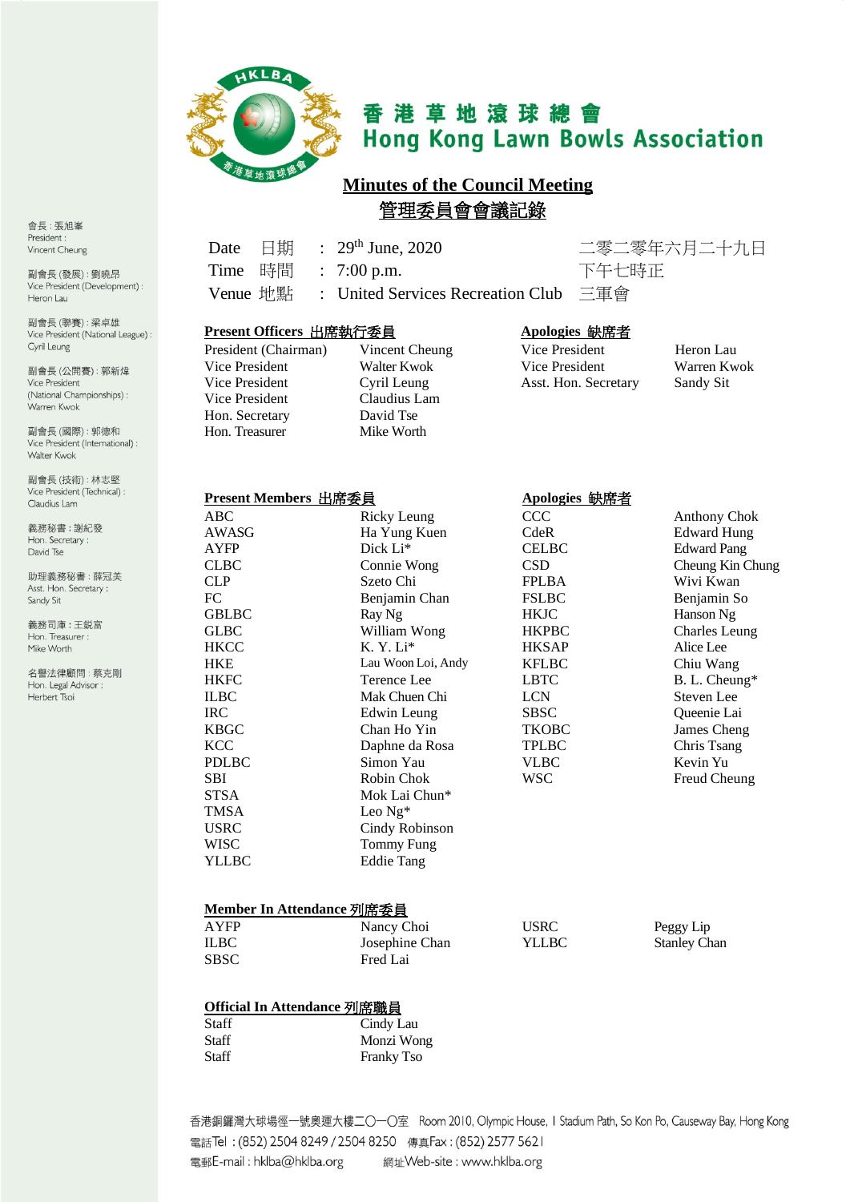香港草地滾球總會
Hong Kong Lawn Bowls Association

會長 : 張旭峯
President : Vincent Cheung

副會長 (發展) : 劉曉昂
Vice President (Development) : Heron Lau

副會長 (聯賽) : 梁卓雄
Vice President (National League) : Cyril Leung

副會長 (公開賽) : 郭新煒
Vice President (National Championships) : Warren Kwok

副會長 (國際) : 郭德和
Vice President (International) : Walter Kwok

副會長 (技術) : 林志堅
Vice President (Technical) : Claudius Lam

義務秘書 : 謝紀發
Hon. Secretary : David Tse

助理義務秘書 : 薛冠美
Asst. Hon. Secretary : Sandy Sit

義務司庫 : 王鋭富
Hon. Treasurer : Mike Worth

名譽法律顧問 : 蔡克剛
Hon. Legal Advisor : Herbert Tsoi

# Minutes of the Council Meeting
# 管理委員會會議記錄

| | | | |
|---|---|---|---|
| Date 日期 | : | 29th June, 2020 | 二零二零年六月二十九日 |
| Time 時間 | : | 7:00 p.m. | 下午七時正 |
| Venue 地點 | : | United Services Recreation Club | 三軍會 |

**Present Officers 出席執行委員**

| | |
|---|---|
| President (Chairman) | Vincent Cheung |
| Vice President | Walter Kwok |
| Vice President | Cyril Leung |
| Vice President | Claudius Lam |
| Hon. Secretary | David Tse |
| Hon. Treasurer | Mike Worth |

**Apologies 缺席者**

| | |
|---|---|
| Vice President | Heron Lau |
| Vice President | Warren Kwok |
| Asst. Hon. Secretary | Sandy Sit |

**Present Members 出席委員**

| | |
|---|---|
| ABC | Ricky Leung |
| AWASG | Ha Yung Kuen |
| AYFP | Dick Li* |
| CLBC | Connie Wong |
| CLP | Szeto Chi |
| FC | Benjamin Chan |
| GBLBC | Ray Ng |
| GLBC | William Wong |
| HKCC | K. Y. Li* |
| HKE | Lau Woon Loi, Andy |
| HKFC | Terence Lee |
| ILBC | Mak Chuen Chi |
| IRC | Edwin Leung |
| KBGC | Chan Ho Yin |
| KCC | Daphne da Rosa |
| PDLBC | Simon Yau |
| SBI | Robin Chok |
| STSA | Mok Lai Chun* |
| TMSA | Leo Ng* |
| USRC | Cindy Robinson |
| WISC | Tommy Fung |
| YLLBC | Eddie Tang |

**Apologies 缺席者**

| | |
|---|---|
| CCC | Anthony Chok |
| CdeR | Edward Hung |
| CELBC | Edward Pang |
| CSD | Cheung Kin Chung |
| FPLBA | Wivi Kwan |
| FSLBC | Benjamin So |
| HKJC | Hanson Ng |
| HKPBC | Charles Leung |
| HKSAP | Alice Lee |
| KFLBC | Chiu Wang |
| LBTC | B. L. Cheung* |
| LCN | Steven Lee |
| SBSC | Queenie Lai |
| TKOBC | James Cheng |
| TPLBC | Chris Tsang |
| VLBC | Kevin Yu |
| WSC | Freud Cheung |

**Member In Attendance 列席委員**

| | |
|---|---|
| AYFP | Nancy Choi |
| ILBC | Josephine Chan |
| SBSC | Fred Lai |
| USRC | Peggy Lip |
| YLLBC | Stanley Chan |

**Official In Attendance 列席職員**

| | |
|---|---|
| Staff | Cindy Lau |
| Staff | Monzi Wong |
| Staff | Franky Tso |

香港銅鑼灣大球場徑一號奧運大樓二〇一〇室 Room 2010, Olympic House, 1 Stadium Path, So Kon Po, Causeway Bay, Hong Kong
電話Tel : (852) 2504 8249 / 2504 8250 傳真Fax : (852) 2577 5621
電郵E-mail : hklba@hklba.org 網址Web-site : www.hklba.org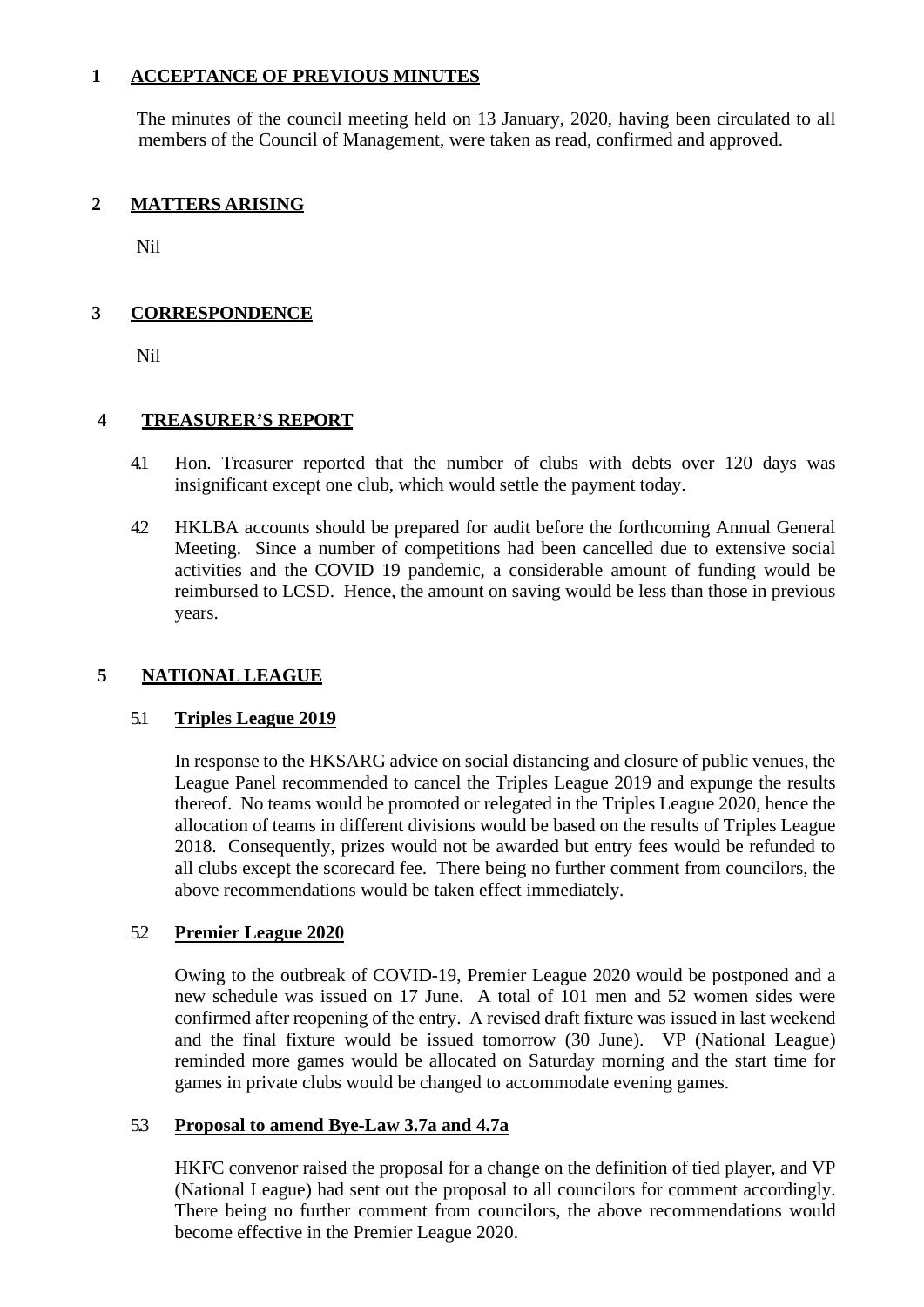## 1 ACCEPTANCE OF PREVIOUS MINUTES

The minutes of the council meeting held on 13 January, 2020, having been circulated to all members of the Council of Management, were taken as read, confirmed and approved.

## 2 MATTERS ARISING

Nil

## 3 CORRESPONDENCE

Nil

## 4 TREASURER'S REPORT

4.1 Hon. Treasurer reported that the number of clubs with debts over 120 days was insignificant except one club, which would settle the payment today.

4.2 HKLBA accounts should be prepared for audit before the forthcoming Annual General Meeting. Since a number of competitions had been cancelled due to extensive social activities and the COVID 19 pandemic, a considerable amount of funding would be reimbursed to LCSD. Hence, the amount on saving would be less than those in previous years.

## 5 NATIONAL LEAGUE

### 5.1 Triples League 2019

In response to the HKSARG advice on social distancing and closure of public venues, the League Panel recommended to cancel the Triples League 2019 and expunge the results thereof. No teams would be promoted or relegated in the Triples League 2020, hence the allocation of teams in different divisions would be based on the results of Triples League 2018. Consequently, prizes would not be awarded but entry fees would be refunded to all clubs except the scorecard fee. There being no further comment from councilors, the above recommendations would be taken effect immediately.

### 5.2 Premier League 2020

Owing to the outbreak of COVID-19, Premier League 2020 would be postponed and a new schedule was issued on 17 June. A total of 101 men and 52 women sides were confirmed after reopening of the entry. A revised draft fixture was issued in last weekend and the final fixture would be issued tomorrow (30 June). VP (National League) reminded more games would be allocated on Saturday morning and the start time for games in private clubs would be changed to accommodate evening games.

### 5.3 Proposal to amend Bye-Law 3.7a and 4.7a

HKFC convenor raised the proposal for a change on the definition of tied player, and VP (National League) had sent out the proposal to all councilors for comment accordingly. There being no further comment from councilors, the above recommendations would become effective in the Premier League 2020.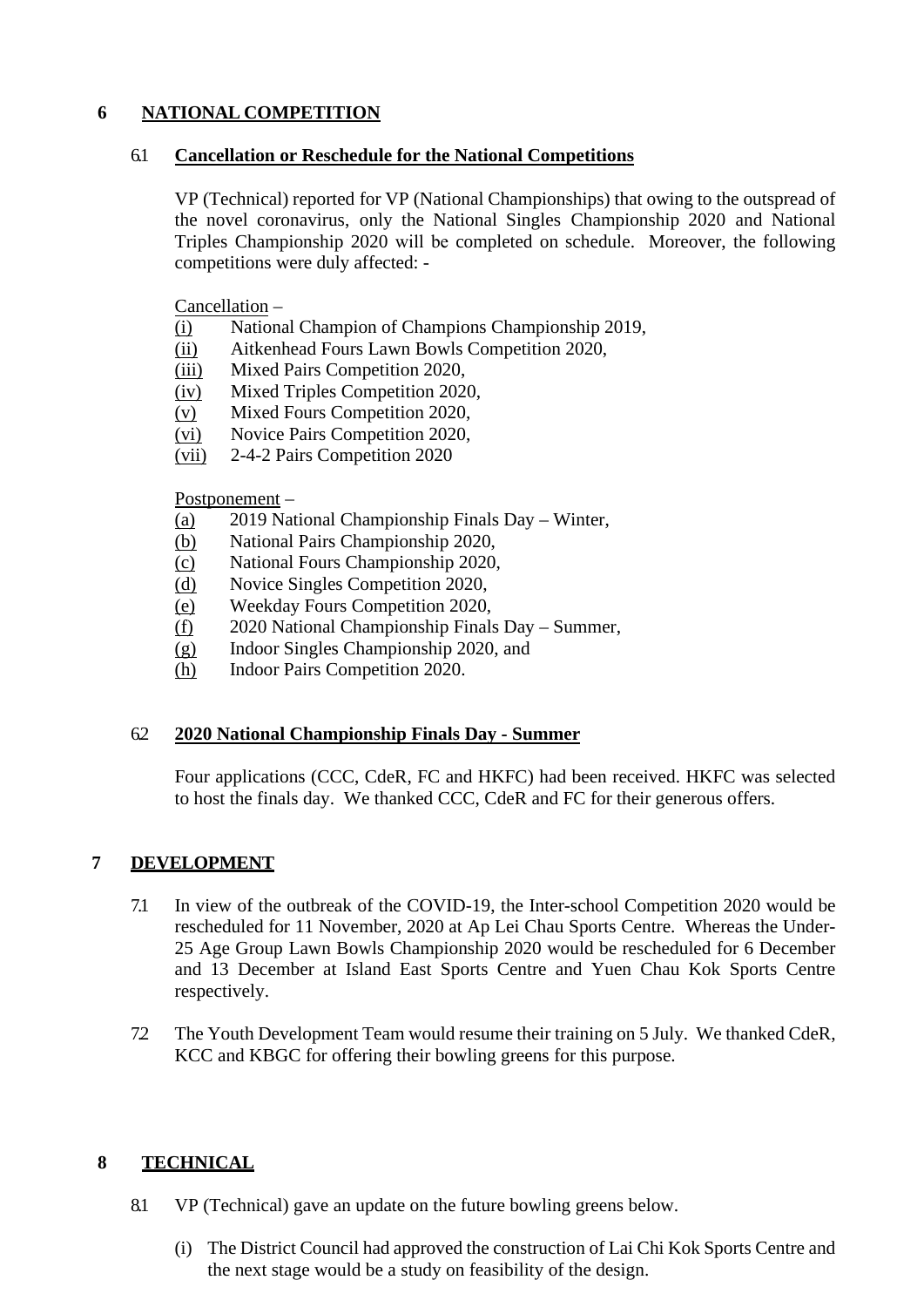## 6 NATIONAL COMPETITION

### 6.1 Cancellation or Reschedule for the National Competitions

VP (Technical) reported for VP (National Championships) that owing to the outspread of the novel coronavirus, only the National Singles Championship 2020 and National Triples Championship 2020 will be completed on schedule. Moreover, the following competitions were duly affected: -

Cancellation –

(i) National Champion of Champions Championship 2019,
(ii) Aitkenhead Fours Lawn Bowls Competition 2020,
(iii) Mixed Pairs Competition 2020,
(iv) Mixed Triples Competition 2020,
(v) Mixed Fours Competition 2020,
(vi) Novice Pairs Competition 2020,
(vii) 2-4-2 Pairs Competition 2020

Postponement –

(a) 2019 National Championship Finals Day – Winter,
(b) National Pairs Championship 2020,
(c) National Fours Championship 2020,
(d) Novice Singles Competition 2020,
(e) Weekday Fours Competition 2020,
(f) 2020 National Championship Finals Day – Summer,
(g) Indoor Singles Championship 2020, and
(h) Indoor Pairs Competition 2020.

### 6.2 2020 National Championship Finals Day - Summer

Four applications (CCC, CdeR, FC and HKFC) had been received. HKFC was selected to host the finals day. We thanked CCC, CdeR and FC for their generous offers.

## 7 DEVELOPMENT

7.1 In view of the outbreak of the COVID-19, the Inter-school Competition 2020 would be rescheduled for 11 November, 2020 at Ap Lei Chau Sports Centre. Whereas the Under-25 Age Group Lawn Bowls Championship 2020 would be rescheduled for 6 December and 13 December at Island East Sports Centre and Yuen Chau Kok Sports Centre respectively.

7.2 The Youth Development Team would resume their training on 5 July. We thanked CdeR, KCC and KBGC for offering their bowling greens for this purpose.

## 8 TECHNICAL

8.1 VP (Technical) gave an update on the future bowling greens below.

(i) The District Council had approved the construction of Lai Chi Kok Sports Centre and the next stage would be a study on feasibility of the design.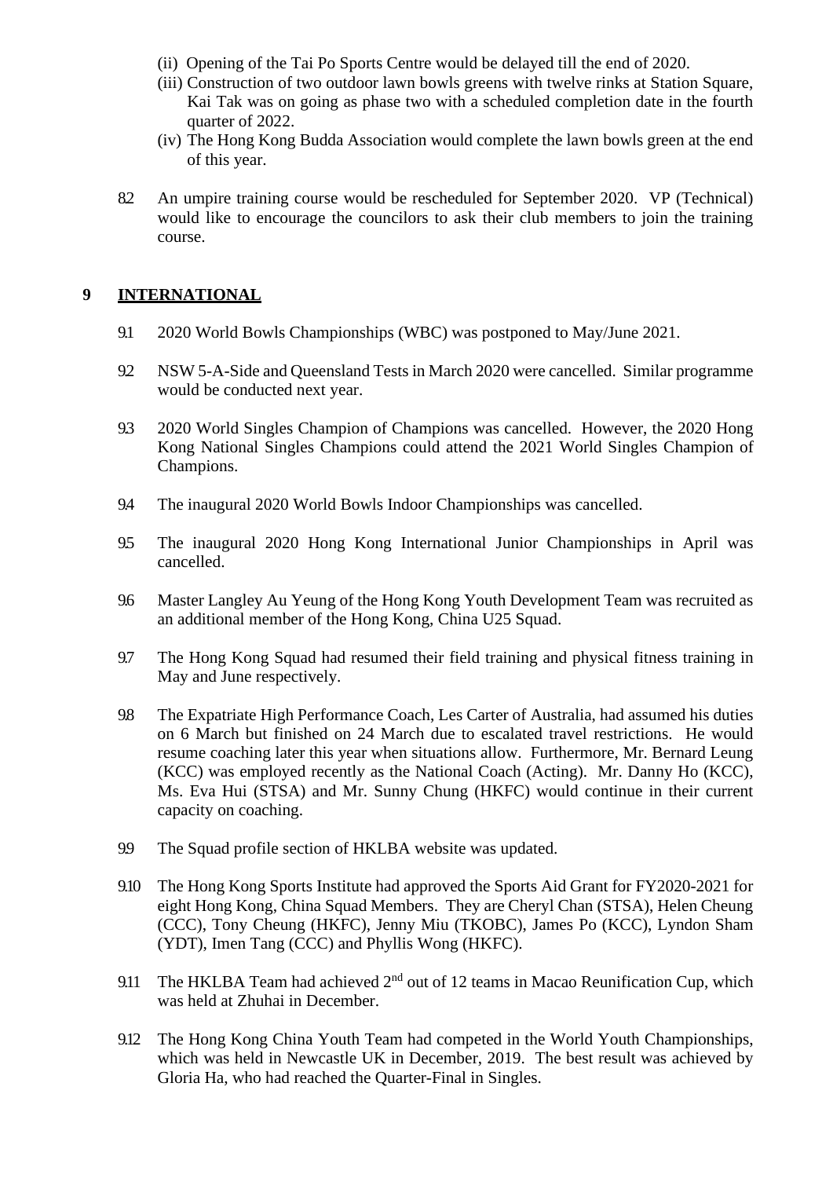(ii) Opening of the Tai Po Sports Centre would be delayed till the end of 2020.

(iii) Construction of two outdoor lawn bowls greens with twelve rinks at Station Square, Kai Tak was on going as phase two with a scheduled completion date in the fourth quarter of 2022.

(iv) The Hong Kong Budda Association would complete the lawn bowls green at the end of this year.

8.2 An umpire training course would be rescheduled for September 2020. VP (Technical) would like to encourage the councilors to ask their club members to join the training course.

## 9 INTERNATIONAL

9.1 2020 World Bowls Championships (WBC) was postponed to May/June 2021.

9.2 NSW 5-A-Side and Queensland Tests in March 2020 were cancelled. Similar programme would be conducted next year.

9.3 2020 World Singles Champion of Champions was cancelled. However, the 2020 Hong Kong National Singles Champions could attend the 2021 World Singles Champion of Champions.

9.4 The inaugural 2020 World Bowls Indoor Championships was cancelled.

9.5 The inaugural 2020 Hong Kong International Junior Championships in April was cancelled.

9.6 Master Langley Au Yeung of the Hong Kong Youth Development Team was recruited as an additional member of the Hong Kong, China U25 Squad.

9.7 The Hong Kong Squad had resumed their field training and physical fitness training in May and June respectively.

9.8 The Expatriate High Performance Coach, Les Carter of Australia, had assumed his duties on 6 March but finished on 24 March due to escalated travel restrictions. He would resume coaching later this year when situations allow. Furthermore, Mr. Bernard Leung (KCC) was employed recently as the National Coach (Acting). Mr. Danny Ho (KCC), Ms. Eva Hui (STSA) and Mr. Sunny Chung (HKFC) would continue in their current capacity on coaching.

9.9 The Squad profile section of HKLBA website was updated.

9.10 The Hong Kong Sports Institute had approved the Sports Aid Grant for FY2020-2021 for eight Hong Kong, China Squad Members. They are Cheryl Chan (STSA), Helen Cheung (CCC), Tony Cheung (HKFC), Jenny Miu (TKOBC), James Po (KCC), Lyndon Sham (YDT), Imen Tang (CCC) and Phyllis Wong (HKFC).

9.11 The HKLBA Team had achieved 2nd out of 12 teams in Macao Reunification Cup, which was held at Zhuhai in December.

9.12 The Hong Kong China Youth Team had competed in the World Youth Championships, which was held in Newcastle UK in December, 2019. The best result was achieved by Gloria Ha, who had reached the Quarter-Final in Singles.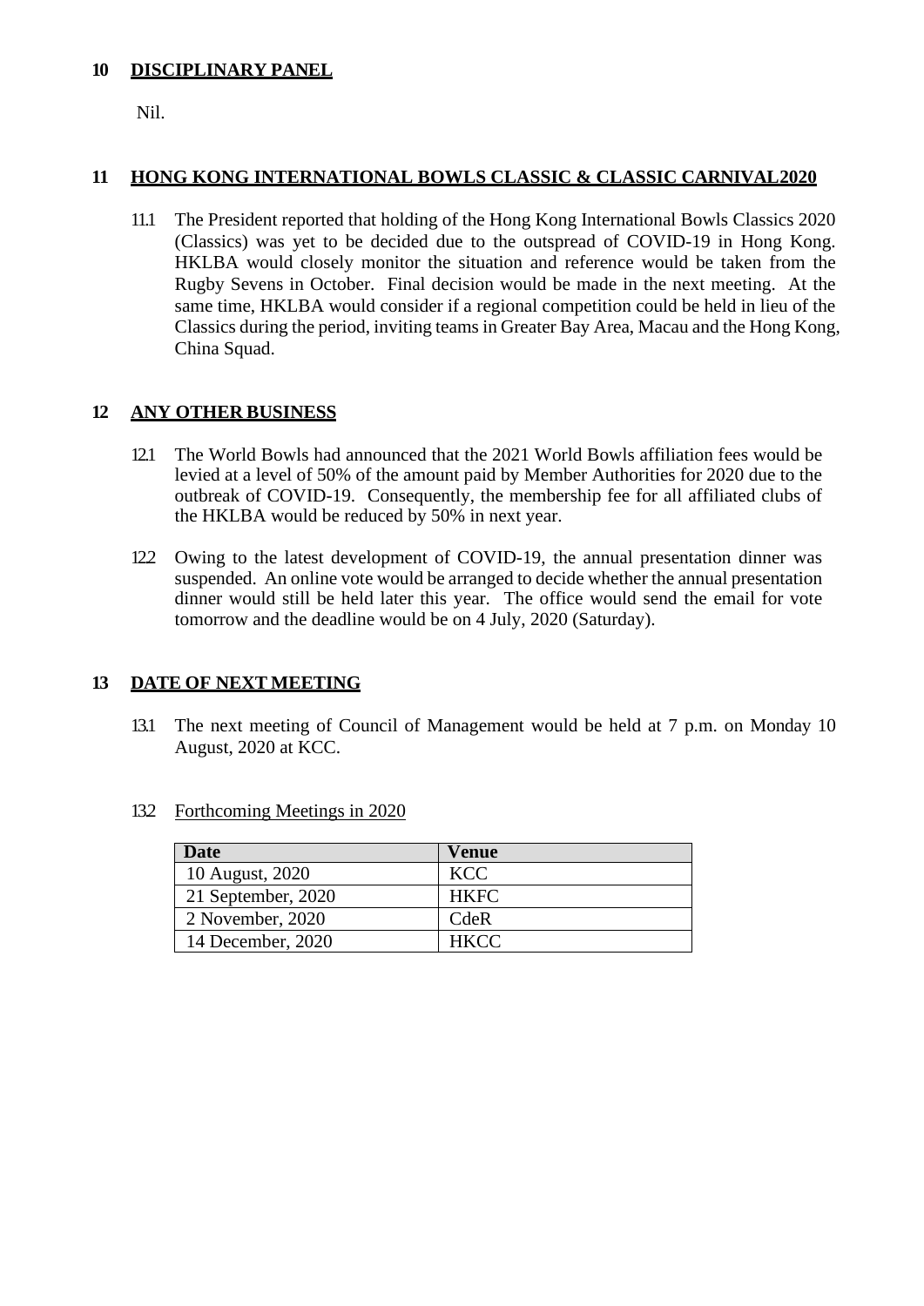## 10 DISCIPLINARY PANEL

Nil.

## 11 HONG KONG INTERNATIONAL BOWLS CLASSIC & CLASSIC CARNIVAL2020

11.1 The President reported that holding of the Hong Kong International Bowls Classics 2020 (Classics) was yet to be decided due to the outspread of COVID-19 in Hong Kong. HKLBA would closely monitor the situation and reference would be taken from the Rugby Sevens in October. Final decision would be made in the next meeting. At the same time, HKLBA would consider if a regional competition could be held in lieu of the Classics during the period, inviting teams in Greater Bay Area, Macau and the Hong Kong, China Squad.

## 12 ANY OTHER BUSINESS

12.1 The World Bowls had announced that the 2021 World Bowls affiliation fees would be levied at a level of 50% of the amount paid by Member Authorities for 2020 due to the outbreak of COVID-19. Consequently, the membership fee for all affiliated clubs of the HKLBA would be reduced by 50% in next year.

12.2 Owing to the latest development of COVID-19, the annual presentation dinner was suspended. An online vote would be arranged to decide whether the annual presentation dinner would still be held later this year. The office would send the email for vote tomorrow and the deadline would be on 4 July, 2020 (Saturday).

## 13 DATE OF NEXT MEETING

13.1 The next meeting of Council of Management would be held at 7 p.m. on Monday 10 August, 2020 at KCC.

13.2 Forthcoming Meetings in 2020

| Date | Venue |
|---|---|
| 10 August, 2020 | KCC |
| 21 September, 2020 | HKFC |
| 2 November, 2020 | CdeR |
| 14 December, 2020 | HKCC |